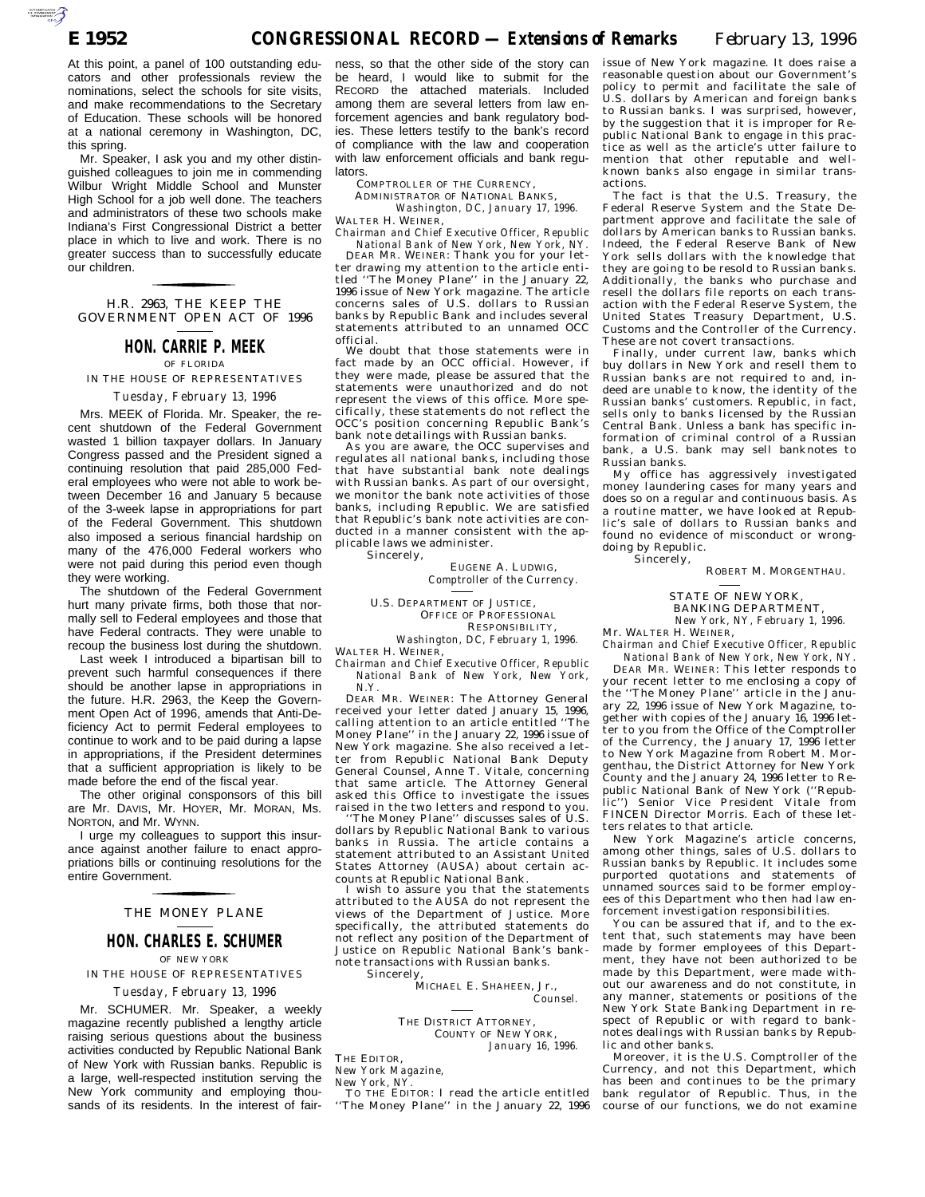At this point, a panel of 100 outstanding educators and other professionals review the nominations, select the schools for site visits, and make recommendations to the Secretary of Education. These schools will be honored at a national ceremony in Washington, DC, this spring.

Mr. Speaker, I ask you and my other distinguished colleagues to join me in commending Wilbur Wright Middle School and Munster High School for a job well done. The teachers and administrators of these two schools make Indiana's First Congressional District a better place in which to live and work. There is no greater success than to successfully educate our children.

## H.R. 2963, THE KEEP THE GOVERNMENT OPEN ACT OF 1996

### HON. CARRIE P. MEEK

OF FLORIDA

IN THE HOUSE OF REPRESENTATIVES

*Tuesday, February 13, 1996*

Mrs. MEEK of Florida. Mr. Speaker, the recent shutdown of the Federal Government wasted 1 billion taxpayer dollars. In January Congress passed and the President signed a continuing resolution that paid 285,000 Federal employees who were not able to work between December 16 and January 5 because of the 3-week lapse in appropriations for part of the Federal Government. This shutdown also imposed a serious financial hardship on many of the 476,000 Federal workers who were not paid during this period even though they were working.

The shutdown of the Federal Government hurt many private firms, both those that normally sell to Federal employees and those that have Federal contracts. They were unable to recoup the business lost during the shutdown.

Last week I introduced a bipartisan bill to prevent such harmful consequences if there should be another lapse in appropriations in the future. H.R. 2963, the Keep the Government Open Act of 1996, amends that Anti-Deficiency Act to permit Federal employees to continue to work and to be paid during a lapse in appropriations, if the President determines that a sufficient appropriation is likely to be made before the end of the fiscal year.

The other original consponsors of this bill are Mr. DAVIS, Mr. HOYER, Mr. MORAN, Ms. NORTON, and Mr. WYNN.

I urge my colleagues to support this insurance against another failure to enact appropriations bills or continuing resolutions for the entire Government.

## THE MONEY PLANE

### HON. CHARLES E. SCHUMER

OF NEW YORK

IN THE HOUSE OF REPRESENTATIVES

*Tuesday, February 13, 1996*

Mr. SCHUMER. Mr. Speaker, a weekly magazine recently published a lengthy article raising serious questions about the business activities conducted by Republic National Bank of New York with Russian banks. Republic is a large, well-respected institution serving the New York community and employing thousands of its residents. In the interest of fairness, so that the other side of the story can be heard, I would like to submit for the RECORD the attached materials. Included among them are several letters from law enforcement agencies and bank regulatory bodies. These letters testify to the bank's record of compliance with the law and cooperation with law enforcement officials and bank regulators.

COMPTROLLER OF THE CURRENCY,
ADMINISTRATOR OF NATIONAL BANKS,
*Washington, DC, January 17, 1996.*

WALTER H. WEINER,
*Chairman and Chief Executive Officer, Republic National Bank of New York, New York, NY.*

DEAR MR. WEINER: Thank you for your letter drawing my attention to the article entitled "The Money Plane" in the January 22, 1996 issue of New York magazine. The article concerns sales of U.S. dollars to Russian banks by Republic Bank and includes several statements attributed to an unnamed OCC official.

We doubt that those statements were in fact made by an OCC official. However, if they were made, please be assured that the statements were unauthorized and do not represent the views of this office. More specifically, these statements do not reflect the OCC's position concerning Republic Bank's bank note detailings with Russian banks.

As you are aware, the OCC supervises and regulates all national banks, including those that have substantial bank note dealings with Russian banks. As part of our oversight, we monitor the bank note activities of those banks, including Republic. We are satisfied that Republic's bank note activities are conducted in a manner consistent with the applicable laws we administer.

Sincerely,

EUGENE A. LUDWIG,
*Comptroller of the Currency.*

U.S. DEPARTMENT OF JUSTICE,
OFFICE OF PROFESSIONAL RESPONSIBILITY,
*Washington, DC, February 1, 1996.*

WALTER H. WEINER,
*Chairman and Chief Executive Officer, Republic National Bank of New York, New York, N.Y.*

DEAR MR. WEINER: The Attorney General received your letter dated January 15, 1996, calling attention to an article entitled "The Money Plane" in the January 22, 1996 issue of New York magazine. She also received a letter from Republic National Bank Deputy General Counsel, Anne T. Vitale, concerning that same article. The Attorney General asked this Office to investigate the issues raised in the two letters and respond to you.

"The Money Plane" discusses sales of U.S. dollars by Republic National Bank to various banks in Russia. The article contains a statement attributed to an Assistant United States Attorney (AUSA) about certain accounts at Republic National Bank.

I wish to assure you that the statements attributed to the AUSA do not represent the views of the Department of Justice. More specifically, the attributed statements do not reflect any position of the Department of Justice on Republic National Bank's banknote transactions with Russian banks.

Sincerely,

MICHAEL E. SHAHEEN, Jr.,
*Counsel.*

THE DISTRICT ATTORNEY,
COUNTY OF NEW YORK,
*January 16, 1996.*

THE EDITOR,
*New York Magazine,*
*New York, NY.*

TO THE EDITOR: I read the article entitled "The Money Plane" in the January 22, 1996 issue of New York magazine. It does raise a reasonable question about our Government's policy to permit and facilitate the sale of U.S. dollars by American and foreign banks to Russian banks. I was surprised, however, by the suggestion that it is improper for Republic National Bank to engage in this practice as well as the article's utter failure to mention that other reputable and well-known banks also engage in similar transactions.

The fact is that the U.S. Treasury, the Federal Reserve System and the State Department approve and facilitate the sale of dollars by American banks to Russian banks. Indeed, the Federal Reserve Bank of New York sells dollars with the knowledge that they are going to be resold to Russian banks. Additionally, the banks who purchase and resell the dollars file reports on each transaction with the Federal Reserve System, the United States Treasury Department, U.S. Customs and the Controller of the Currency. These are not covert transactions.

Finally, under current law, banks which buy dollars in New York and resell them to Russian banks are not required to and, indeed are unable to know, the identity of the Russian banks' customers. Republic, in fact, sells only to banks licensed by the Russian Central Bank. Unless a bank has specific information of criminal control of a Russian bank, a U.S. bank may sell banknotes to Russian banks.

My office has aggressively investigated money laundering cases for many years and does so on a regular and continuous basis. As a routine matter, we have looked at Republic's sale of dollars to Russian banks and found no evidence of misconduct or wrongdoing by Republic.

Sincerely,

ROBERT M. MORGENTHAU.

STATE OF NEW YORK,
BANKING DEPARTMENT,
*New York, NY, February 1, 1996.*

Mr. WALTER H. WEINER,
*Chairman and Chief Executive Officer, Republic National Bank of New York, New York, NY.*

DEAR MR. WEINER: This letter responds to your recent letter to me enclosing a copy of the "The Money Plane" article in the January 22, 1996 issue of New York Magazine, together with copies of the January 16, 1996 letter to you from the Office of the Comptroller of the Currency, the January 17, 1996 letter to New York Magazine from Robert M. Morgenthau, the District Attorney for New York County and the January 24, 1996 letter to Republic National Bank of New York ("Republic") Senior Vice President Vitale from FINCEN Director Morris. Each of these letters relates to that article.

New York Magazine's article concerns, among other things, sales of U.S. dollars to Russian banks by Republic. It includes some purported quotations and statements of unnamed sources said to be former employees of this Department who then had law enforcement investigation responsibilities.

You can be assured that if, and to the extent that, such statements may have been made by former employees of this Department, they have not been authorized to be made by this Department, were made without our awareness and do not constitute, in any manner, statements or positions of the New York State Banking Department in respect of Republic or with regard to banknotes dealings with Russian banks by Republic and other banks.

Moreover, it is the U.S. Comptroller of the Currency, and not this Department, which has been and continues to be the primary bank regulator of Republic. Thus, in the course of our functions, we do not examine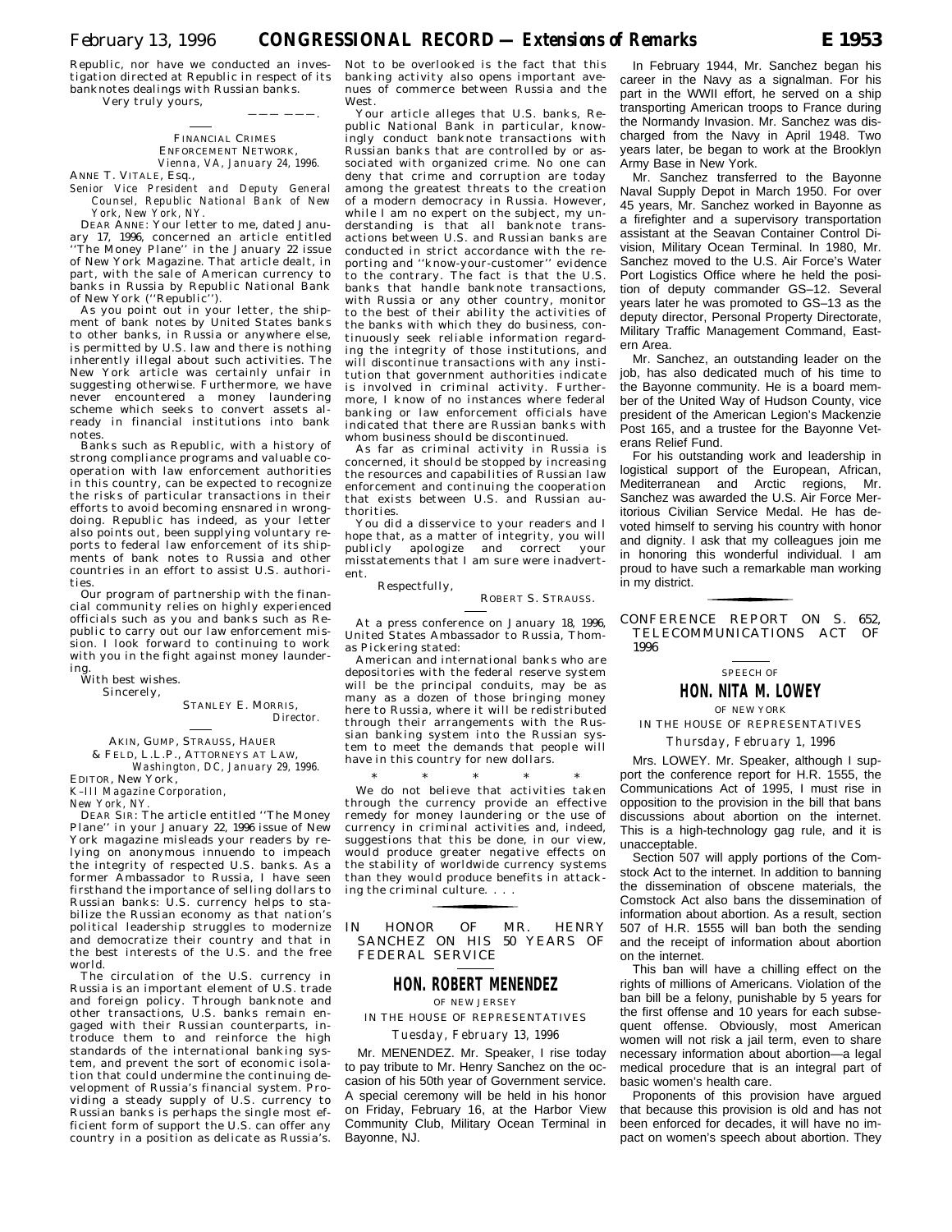Republic, nor have we conducted an investigation directed at Republic in respect of its banknotes dealings with Russian banks.

Very truly yours,

——— ———.

FINANCIAL CRIMES ENFORCEMENT NETWORK,
*Vienna, VA, January 24, 1996.*

ANNE T. VITALE, Esq.,
*Senior Vice President and Deputy General Counsel, Republic National Bank of New York, New York, NY.*

DEAR ANNE: Your letter to me, dated January 17, 1996, concerned an article entitled ''The Money Plane'' in the January 22 issue of New York Magazine. That article dealt, in part, with the sale of American currency to banks in Russia by Republic National Bank of New York (''Republic'').

As you point out in your letter, the shipment of bank notes by United States banks to other banks, in Russia or anywhere else, is permitted by U.S. law and there is nothing inherently illegal about such activities. The New York article was certainly unfair in suggesting otherwise. Furthermore, we have never encountered a money laundering scheme which seeks to convert assets already in financial institutions into bank notes.

Banks such as Republic, with a history of strong compliance programs and valuable cooperation with law enforcement authorities in this country, can be expected to recognize the risks of particular transactions in their efforts to avoid becoming ensnared in wrongdoing. Republic has indeed, as your letter also points out, been supplying voluntary reports to federal law enforcement of its shipments of bank notes to Russia and other countries in an effort to assist U.S. authorities.

Our program of partnership with the financial community relies on highly experienced officials such as you and banks such as Republic to carry out our law enforcement mission. I look forward to continuing to work with you in the fight against money laundering.

With best wishes.

Sincerely,

STANLEY E. MORRIS,
*Director.*

AKIN, GUMP, STRAUSS, HAUER & FELD, L.L.P., ATTORNEYS AT LAW,
*Washington, DC, January 29, 1996.*

EDITOR, New York,
*K–III Magazine Corporation,*
*New York, NY.*

DEAR SIR: The article entitled ''The Money Plane'' in your January 22, 1996 issue of New York magazine misleads your readers by relying on anonymous innuendo to impeach the integrity of respected U.S. banks. As a former Ambassador to Russia, I have seen firsthand the importance of selling dollars to Russian banks: U.S. currency helps to stabilize the Russian economy as that nation's political leadership struggles to modernize and democratize their country and that in the best interests of the U.S. and the free world.

The circulation of the U.S. currency in Russia is an important element of U.S. trade and foreign policy. Through banknote and other transactions, U.S. banks remain engaged with their Russian counterparts, introduce them to and reinforce the high standards of the international banking system, and prevent the sort of economic isolation that could undermine the continuing development of Russia's financial system. Providing a steady supply of U.S. currency to Russian banks is perhaps the single most efficient form of support the U.S. can offer any country in a position as delicate as Russia's. Not to be overlooked is the fact that this banking activity also opens important avenues of commerce between Russia and the West.

Your article alleges that U.S. banks, Republic National Bank in particular, knowingly conduct banknote transactions with Russian banks that are controlled by or associated with organized crime. No one can deny that crime and corruption are today among the greatest threats to the creation of a modern democracy in Russia. However, while I am no expert on the subject, my understanding is that all banknote transactions between U.S. and Russian banks are conducted in strict accordance with the reporting and ''know-your-customer'' evidence to the contrary. The fact is that the U.S. banks that handle banknote transactions, with Russia or any other country, monitor to the best of their ability the activities of the banks with which they do business, continuously seek reliable information regarding the integrity of those institutions, and will discontinue transactions with any institution that government authorities indicate is involved in criminal activity. Furthermore, I know of no instances where federal banking or law enforcement officials have indicated that there are Russian banks with whom business should be discontinued.

As far as criminal activity in Russia is concerned, it should be stopped by increasing the resources and capabilities of Russian law enforcement and continuing the cooperation that exists between U.S. and Russian authorities.

You did a disservice to your readers and I hope that, as a matter of integrity, you will publicly apologize and correct your misstatements that I am sure were inadvertent.

Respectfully,

ROBERT S. STRAUSS.

At a press conference on January 18, 1996, United States Ambassador to Russia, Thomas Pickering stated:

American and international banks who are depositories with the federal reserve system will be the principal conduits, may be as many as a dozen of those bringing money here to Russia, where it will be redistributed through their arrangements with the Russian banking system into the Russian system to meet the demands that people will have in this country for new dollars.

\* \* \* \* \*

We do not believe that activities taken through the currency provide an effective remedy for money laundering or the use of currency in criminal activities and, indeed, suggestions that this be done, in our view, would produce greater negative effects on the stability of worldwide currency systems than they would produce benefits in attacking the criminal culture. . . .

## IN HONOR OF MR. HENRY SANCHEZ ON HIS 50 YEARS OF FEDERAL SERVICE

### HON. ROBERT MENENDEZ
OF NEW JERSEY
IN THE HOUSE OF REPRESENTATIVES
*Tuesday, February 13, 1996*

Mr. MENENDEZ. Mr. Speaker, I rise today to pay tribute to Mr. Henry Sanchez on the occasion of his 50th year of Government service. A special ceremony will be held in his honor on Friday, February 16, at the Harbor View Community Club, Military Ocean Terminal in Bayonne, NJ.

In February 1944, Mr. Sanchez began his career in the Navy as a signalman. For his part in the WWII effort, he served on a ship transporting American troops to France during the Normandy Invasion. Mr. Sanchez was discharged from the Navy in April 1948. Two years later, be began to work at the Brooklyn Army Base in New York.

Mr. Sanchez transferred to the Bayonne Naval Supply Depot in March 1950. For over 45 years, Mr. Sanchez worked in Bayonne as a firefighter and a supervisory transportation assistant at the Seavan Container Control Division, Military Ocean Terminal. In 1980, Mr. Sanchez moved to the U.S. Air Force's Water Port Logistics Office where he held the position of deputy commander GS–12. Several years later he was promoted to GS–13 as the deputy director, Personal Property Directorate, Military Traffic Management Command, Eastern Area.

Mr. Sanchez, an outstanding leader on the job, has also dedicated much of his time to the Bayonne community. He is a board member of the United Way of Hudson County, vice president of the American Legion's Mackenzie Post 165, and a trustee for the Bayonne Veterans Relief Fund.

For his outstanding work and leadership in logistical support of the European, African, Mediterranean and Arctic regions, Mr. Sanchez was awarded the U.S. Air Force Meritorious Civilian Service Medal. He has devoted himself to serving his country with honor and dignity. I ask that my colleagues join me in honoring this wonderful individual. I am proud to have such a remarkable man working in my district.

## CONFERENCE REPORT ON S. 652, TELECOMMUNICATIONS ACT OF 1996

SPEECH OF

### HON. NITA M. LOWEY
OF NEW YORK
IN THE HOUSE OF REPRESENTATIVES
*Thursday, February 1, 1996*

Mrs. LOWEY. Mr. Speaker, although I support the conference report for H.R. 1555, the Communications Act of 1995, I must rise in opposition to the provision in the bill that bans discussions about abortion on the internet. This is a high-technology gag rule, and it is unacceptable.

Section 507 will apply portions of the Comstock Act to the internet. In addition to banning the dissemination of obscene materials, the Comstock Act also bans the dissemination of information about abortion. As a result, section 507 of H.R. 1555 will ban both the sending and the receipt of information about abortion on the internet.

This ban will have a chilling effect on the rights of millions of Americans. Violation of the ban bill be a felony, punishable by 5 years for the first offense and 10 years for each subsequent offense. Obviously, most American women will not risk a jail term, even to share necessary information about abortion—a legal medical procedure that is an integral part of basic women's health care.

Proponents of this provision have argued that because this provision is old and has not been enforced for decades, it will have no impact on women's speech about abortion. They